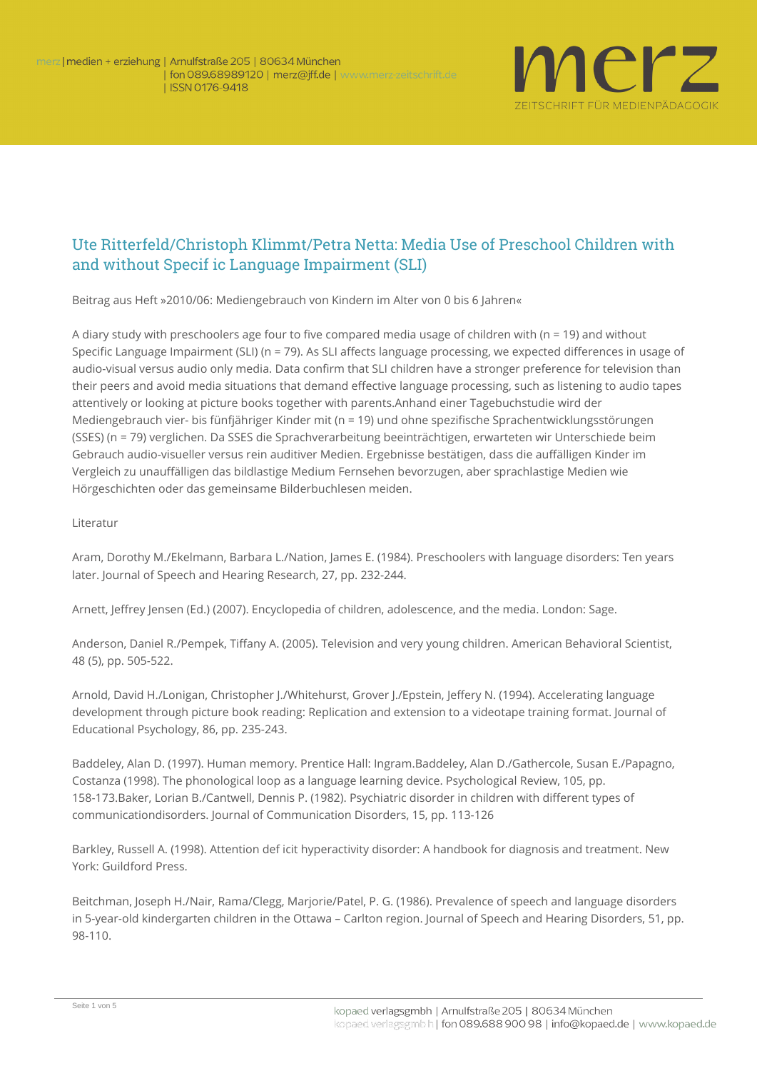# Ute Ritterfeld/Christoph Klimmt/Petra Netta: Media Use of Preschool Children with and without Specif ic Language Impairment (SLI)

Beitrag aus Heft »2010/06: Mediengebrauch von Kindern im Alter von 0 bis 6 Jahren«

A diary study with preschoolers age four to five compared media usage of children with (n = 19) and without Specific Language Impairment (SLI) (n = 79). As SLI affects language processing, we expected differences in usage of audio-visual versus audio only media. Data confirm that SLI children have a stronger preference for television than their peers and avoid media situations that demand effective language processing, such as listening to audio tapes attentively or looking at picture books together with parents.Anhand einer Tagebuchstudie wird der Mediengebrauch vier- bis fünfjähriger Kinder mit (n = 19) und ohne spezifische Sprachentwicklungsstörungen (SSES) (n = 79) verglichen. Da SSES die Sprachverarbeitung beeinträchtigen, erwarten wir Unterschiede beim Gebrauch audio-visueller versus rein auditiver Medien. Ergebnisse bestätigen, dass die auffälligen Kinder im Vergleich zu unauffälligen das bildlastige Medium Fernsehen bevorzugen, aber sprachlastige Medien wie Hörgeschichten oder das gemeinsame Bilderbuchlesen meiden.

Literatur

Aram, Dorothy M./Ekelmann, Barbara L./Nation, James E. (1984). Preschoolers with language disorders: Ten years later. Journal of Speech and Hearing Research, 27, pp. 232-244.

Arnett, Jeffrey Jensen (Ed.) (2007). Encyclopedia of children, adolescence, and the media. London: Sage.

Anderson, Daniel R./Pempek, Tiffany A. (2005). Television and very young children. American Behavioral Scientist, 48 (5), pp. 505-522.

Arnold, David H./Lonigan, Christopher J./Whitehurst, Grover J./Epstein, Jeffery N. (1994). Accelerating language development through picture book reading: Replication and extension to a videotape training format. Journal of Educational Psychology, 86, pp. 235-243.

Baddeley, Alan D. (1997). Human memory. Prentice Hall: Ingram.Baddeley, Alan D./Gathercole, Susan E./Papagno, Costanza (1998). The phonological loop as a language learning device. Psychological Review, 105, pp. 158-173.Baker, Lorian B./Cantwell, Dennis P. (1982). Psychiatric disorder in children with different types of communicationdisorders. Journal of Communication Disorders, 15, pp. 113-126

Barkley, Russell A. (1998). Attention def icit hyperactivity disorder: A handbook for diagnosis and treatment. New York: Guildford Press.

Beitchman, Joseph H./Nair, Rama/Clegg, Marjorie/Patel, P. G. (1986). Prevalence of speech and language disorders in 5-year-old kindergarten children in the Ottawa – Carlton region. Journal of Speech and Hearing Disorders, 51, pp. 98-110.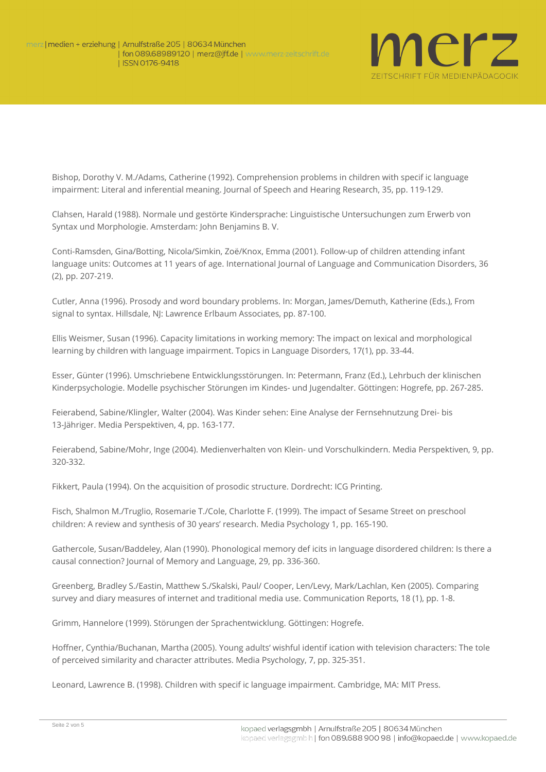Bishop, Dorothy V. M./Adams, Catherine (1992). Comprehension problems in children with specif ic language impairment: Literal and inferential meaning. Journal of Speech and Hearing Research, 35, pp. 119-129.

Clahsen, Harald (1988). Normale und gestörte Kindersprache: Linguistische Untersuchungen zum Erwerb von Syntax und Morphologie. Amsterdam: John Benjamins B. V.

Conti-Ramsden, Gina/Botting, Nicola/Simkin, Zoë/Knox, Emma (2001). Follow-up of children attending infant language units: Outcomes at 11 years of age. International Journal of Language and Communication Disorders, 36 (2), pp. 207-219.

Cutler, Anna (1996). Prosody and word boundary problems. In: Morgan, James/Demuth, Katherine (Eds.), From signal to syntax. Hillsdale, NJ: Lawrence Erlbaum Associates, pp. 87-100.

Ellis Weismer, Susan (1996). Capacity limitations in working memory: The impact on lexical and morphological learning by children with language impairment. Topics in Language Disorders, 17(1), pp. 33-44.

Esser, Günter (1996). Umschriebene Entwicklungsstörungen. In: Petermann, Franz (Ed.), Lehrbuch der klinischen Kinderpsychologie. Modelle psychischer Störungen im Kindes- und Jugendalter. Göttingen: Hogrefe, pp. 267-285.

Feierabend, Sabine/Klingler, Walter (2004). Was Kinder sehen: Eine Analyse der Fernsehnutzung Drei- bis 13-Jähriger. Media Perspektiven, 4, pp. 163-177.

Feierabend, Sabine/Mohr, Inge (2004). Medienverhalten von Klein- und Vorschulkindern. Media Perspektiven, 9, pp. 320-332.

Fikkert, Paula (1994). On the acquisition of prosodic structure. Dordrecht: ICG Printing.

Fisch, Shalmon M./Truglio, Rosemarie T./Cole, Charlotte F. (1999). The impact of Sesame Street on preschool children: A review and synthesis of 30 years' research. Media Psychology 1, pp. 165-190.

Gathercole, Susan/Baddeley, Alan (1990). Phonological memory def icits in language disordered children: Is there a causal connection? Journal of Memory and Language, 29, pp. 336-360.

Greenberg, Bradley S./Eastin, Matthew S./Skalski, Paul/ Cooper, Len/Levy, Mark/Lachlan, Ken (2005). Comparing survey and diary measures of internet and traditional media use. Communication Reports, 18 (1), pp. 1-8.

Grimm, Hannelore (1999). Störungen der Sprachentwicklung. Göttingen: Hogrefe.

Hoffner, Cynthia/Buchanan, Martha (2005). Young adults' wishful identif ication with television characters: The tole of perceived similarity and character attributes. Media Psychology, 7, pp. 325-351.

Leonard, Lawrence B. (1998). Children with specif ic language impairment. Cambridge, MA: MIT Press.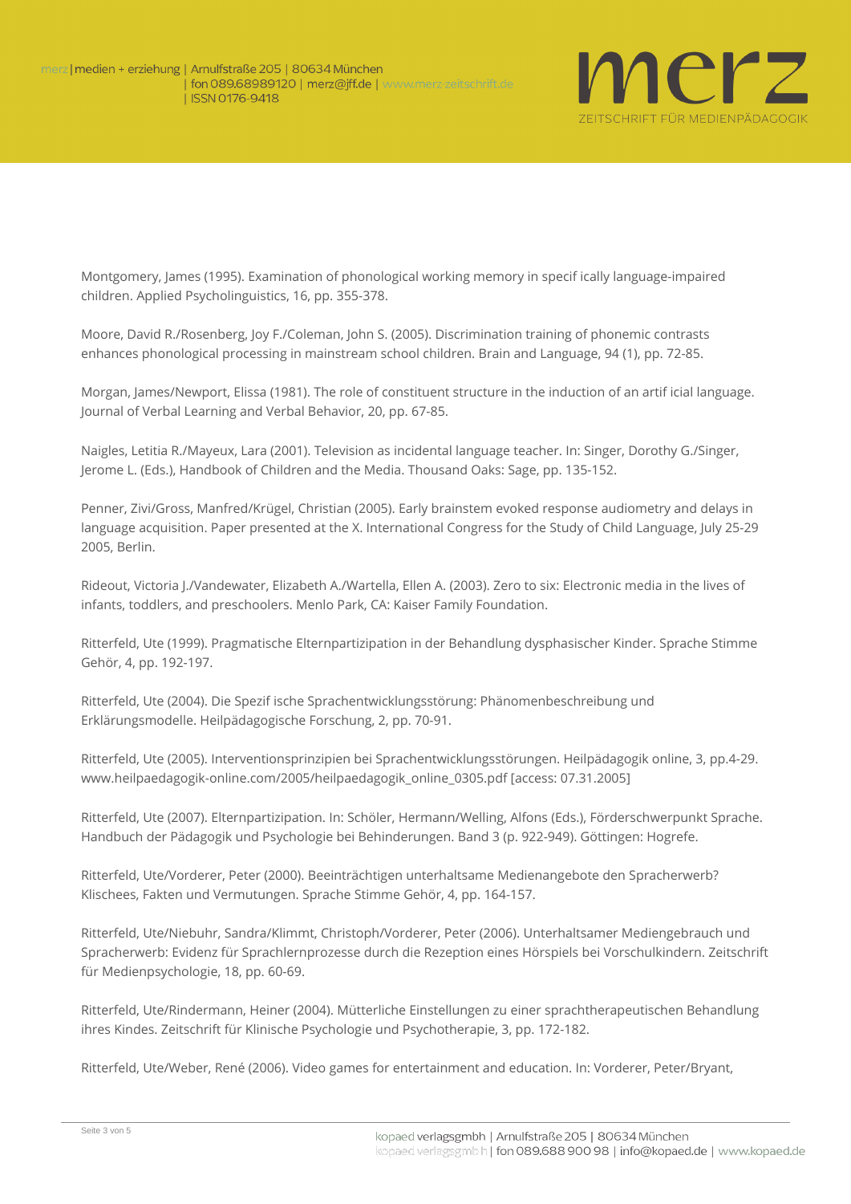Montgomery, James (1995). Examination of phonological working memory in specif ically language-impaired children. Applied Psycholinguistics, 16, pp. 355-378.

Moore, David R./Rosenberg, Joy F./Coleman, John S. (2005). Discrimination training of phonemic contrasts enhances phonological processing in mainstream school children. Brain and Language, 94 (1), pp. 72-85.

Morgan, James/Newport, Elissa (1981). The role of constituent structure in the induction of an artif icial language. Journal of Verbal Learning and Verbal Behavior, 20, pp. 67-85.

Naigles, Letitia R./Mayeux, Lara (2001). Television as incidental language teacher. In: Singer, Dorothy G./Singer, Jerome L. (Eds.), Handbook of Children and the Media. Thousand Oaks: Sage, pp. 135-152.

Penner, Zivi/Gross, Manfred/Krügel, Christian (2005). Early brainstem evoked response audiometry and delays in language acquisition. Paper presented at the X. International Congress for the Study of Child Language, July 25-29 2005, Berlin.

Rideout, Victoria J./Vandewater, Elizabeth A./Wartella, Ellen A. (2003). Zero to six: Electronic media in the lives of infants, toddlers, and preschoolers. Menlo Park, CA: Kaiser Family Foundation.

Ritterfeld, Ute (1999). Pragmatische Elternpartizipation in der Behandlung dysphasischer Kinder. Sprache Stimme Gehör, 4, pp. 192-197.

Ritterfeld, Ute (2004). Die Spezif ische Sprachentwicklungsstörung: Phänomenbeschreibung und Erklärungsmodelle. Heilpädagogische Forschung, 2, pp. 70-91.

Ritterfeld, Ute (2005). Interventionsprinzipien bei Sprachentwicklungsstörungen. Heilpädagogik online, 3, pp.4-29. www.heilpaedagogik-online.com/2005/heilpaedagogik_online_0305.pdf [access: 07.31.2005]

Ritterfeld, Ute (2007). Elternpartizipation. In: Schöler, Hermann/Welling, Alfons (Eds.), Förderschwerpunkt Sprache. Handbuch der Pädagogik und Psychologie bei Behinderungen. Band 3 (p. 922-949). Göttingen: Hogrefe.

Ritterfeld, Ute/Vorderer, Peter (2000). Beeinträchtigen unterhaltsame Medienangebote den Spracherwerb? Klischees, Fakten und Vermutungen. Sprache Stimme Gehör, 4, pp. 164-157.

Ritterfeld, Ute/Niebuhr, Sandra/Klimmt, Christoph/Vorderer, Peter (2006). Unterhaltsamer Mediengebrauch und Spracherwerb: Evidenz für Sprachlernprozesse durch die Rezeption eines Hörspiels bei Vorschulkindern. Zeitschrift für Medienpsychologie, 18, pp. 60-69.

Ritterfeld, Ute/Rindermann, Heiner (2004). Mütterliche Einstellungen zu einer sprachtherapeutischen Behandlung ihres Kindes. Zeitschrift für Klinische Psychologie und Psychotherapie, 3, pp. 172-182.

Ritterfeld, Ute/Weber, René (2006). Video games for entertainment and education. In: Vorderer, Peter/Bryant,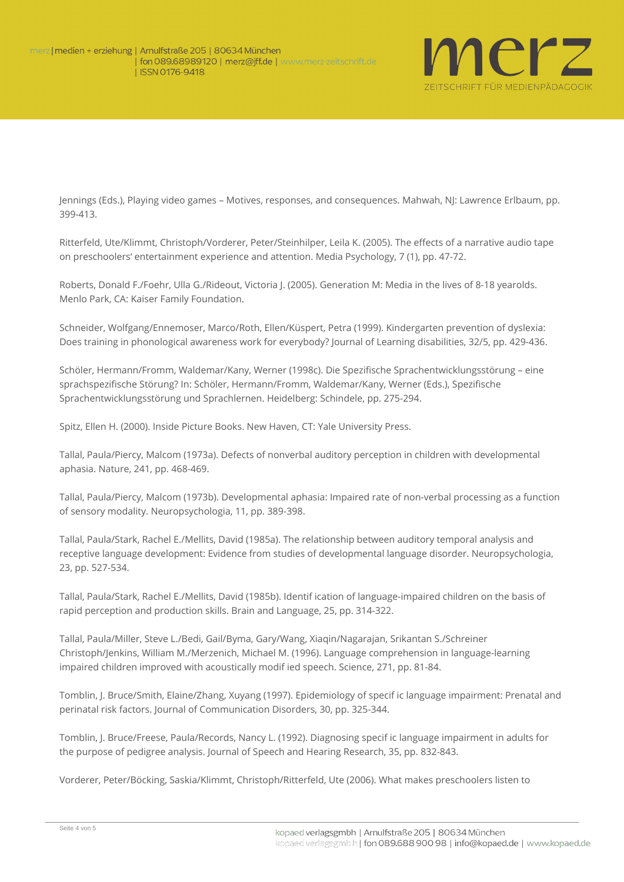Jennings (Eds.), Playing video games – Motives, responses, and consequences. Mahwah, NJ: Lawrence Erlbaum, pp. 399-413.

Ritterfeld, Ute/Klimmt, Christoph/Vorderer, Peter/Steinhilper, Leila K. (2005). The effects of a narrative audio tape on preschoolers' entertainment experience and attention. Media Psychology, 7 (1), pp. 47-72.

Roberts, Donald F./Foehr, Ulla G./Rideout, Victoria J. (2005). Generation M: Media in the lives of 8-18 yearolds. Menlo Park, CA: Kaiser Family Foundation.

Schneider, Wolfgang/Ennemoser, Marco/Roth, Ellen/Küspert, Petra (1999). Kindergarten prevention of dyslexia: Does training in phonological awareness work for everybody? Journal of Learning disabilities, 32/5, pp. 429-436.

Schöler, Hermann/Fromm, Waldemar/Kany, Werner (1998c). Die Spezifische Sprachentwicklungsstörung – eine sprachspezifische Störung? In: Schöler, Hermann/Fromm, Waldemar/Kany, Werner (Eds.), Spezifische Sprachentwicklungsstörung und Sprachlernen. Heidelberg: Schindele, pp. 275-294.

Spitz, Ellen H. (2000). Inside Picture Books. New Haven, CT: Yale University Press.

Tallal, Paula/Piercy, Malcom (1973a). Defects of nonverbal auditory perception in children with developmental aphasia. Nature, 241, pp. 468-469.

Tallal, Paula/Piercy, Malcom (1973b). Developmental aphasia: Impaired rate of non-verbal processing as a function of sensory modality. Neuropsychologia, 11, pp. 389-398.

Tallal, Paula/Stark, Rachel E./Mellits, David (1985a). The relationship between auditory temporal analysis and receptive language development: Evidence from studies of developmental language disorder. Neuropsychologia, 23, pp. 527-534.

Tallal, Paula/Stark, Rachel E./Mellits, David (1985b). Identif ication of language-impaired children on the basis of rapid perception and production skills. Brain and Language, 25, pp. 314-322.

Tallal, Paula/Miller, Steve L./Bedi, Gail/Byma, Gary/Wang, Xiaqin/Nagarajan, Srikantan S./Schreiner Christoph/Jenkins, William M./Merzenich, Michael M. (1996). Language comprehension in language-learning impaired children improved with acoustically modif ied speech. Science, 271, pp. 81-84.

Tomblin, J. Bruce/Smith, Elaine/Zhang, Xuyang (1997). Epidemiology of specif ic language impairment: Prenatal and perinatal risk factors. Journal of Communication Disorders, 30, pp. 325-344.

Tomblin, J. Bruce/Freese, Paula/Records, Nancy L. (1992). Diagnosing specif ic language impairment in adults for the purpose of pedigree analysis. Journal of Speech and Hearing Research, 35, pp. 832-843.

Vorderer, Peter/Böcking, Saskia/Klimmt, Christoph/Ritterfeld, Ute (2006). What makes preschoolers listen to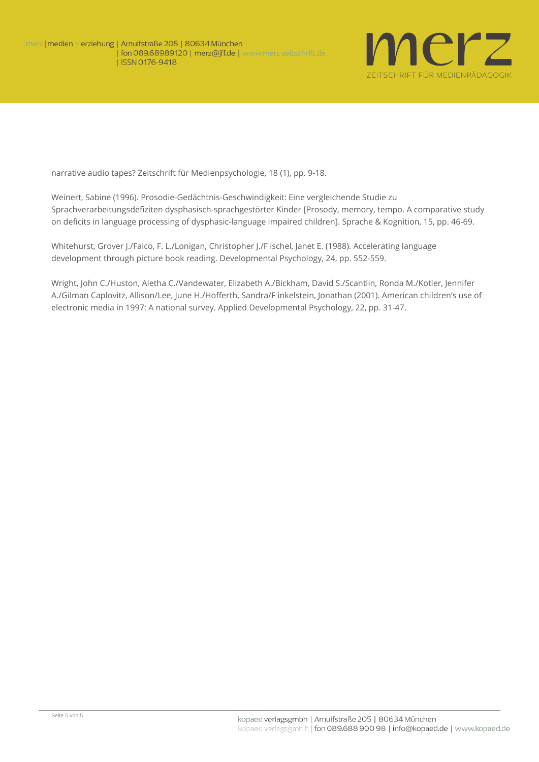narrative audio tapes? Zeitschrift für Medienpsychologie, 18 (1), pp. 9-18.

Weinert, Sabine (1996). Prosodie-Gedächtnis-Geschwindigkeit: Eine vergleichende Studie zu Sprachverarbeitungsdefiziten dysphasisch-sprachgestörter Kinder [Prosody, memory, tempo. A comparative study on deficits in language processing of dysphasic-language impaired children]. Sprache & Kognition, 15, pp. 46-69.

Whitehurst, Grover J./Falco, F. L./Lonigan, Christopher J./F ischel, Janet E. (1988). Accelerating language development through picture book reading. Developmental Psychology, 24, pp. 552-559.

Wright, John C./Huston, Aletha C./Vandewater, Elizabeth A./Bickham, David S./Scantlin, Ronda M./Kotler, Jennifer A./Gilman Caplovitz, Allison/Lee, June H./Hofferth, Sandra/F inkelstein, Jonathan (2001). American children's use of electronic media in 1997: A national survey. Applied Developmental Psychology, 22, pp. 31-47.